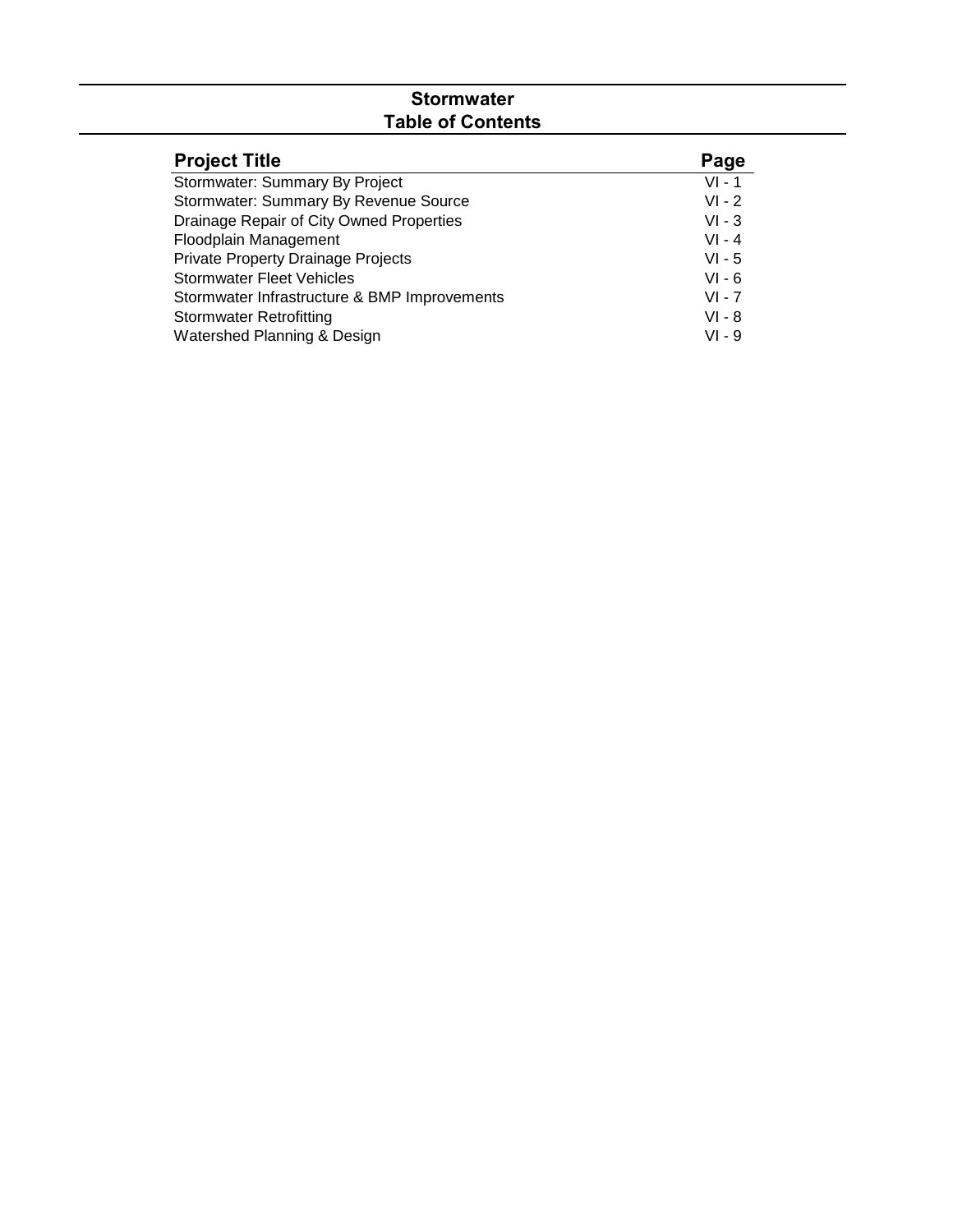# Stormwater
## Table of Contents

| Project Title | Page |
|---|---|
| Stormwater: Summary By Project | VI - 1 |
| Stormwater: Summary By Revenue Source | VI - 2 |
| Drainage Repair of City Owned Properties | VI - 3 |
| Floodplain Management | VI - 4 |
| Private Property Drainage Projects | VI - 5 |
| Stormwater Fleet Vehicles | VI - 6 |
| Stormwater Infrastructure & BMP Improvements | VI - 7 |
| Stormwater Retrofitting | VI - 8 |
| Watershed Planning & Design | VI - 9 |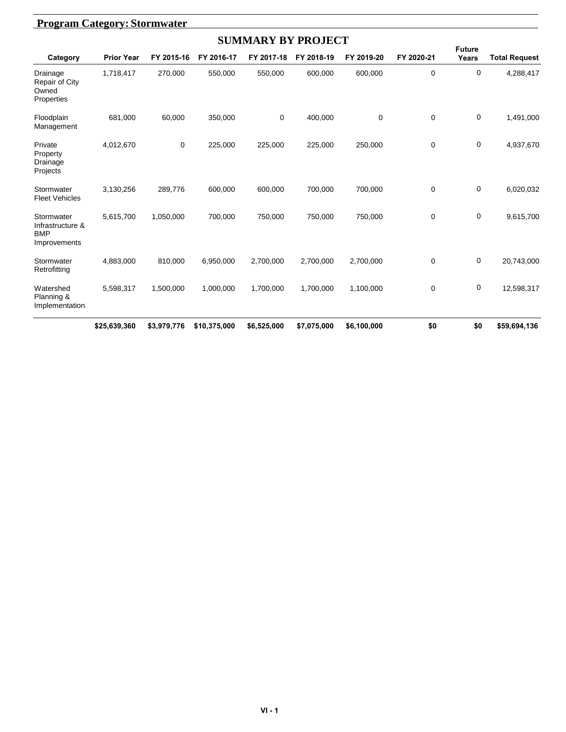## Program Category: Stormwater

### SUMMARY BY PROJECT

| Category | Prior Year | FY 2015-16 | FY 2016-17 | FY 2017-18 | FY 2018-19 | FY 2019-20 | FY 2020-21 | Future Years | Total Request |
|---|---|---|---|---|---|---|---|---|---|
| Drainage Repair of City Owned Properties | 1,718,417 | 270,000 | 550,000 | 550,000 | 600,000 | 600,000 | 0 | 0 | 4,288,417 |
| Floodplain Management | 681,000 | 60,000 | 350,000 | 0 | 400,000 | 0 | 0 | 0 | 1,491,000 |
| Private Property Drainage Projects | 4,012,670 | 0 | 225,000 | 225,000 | 225,000 | 250,000 | 0 | 0 | 4,937,670 |
| Stormwater Fleet Vehicles | 3,130,256 | 289,776 | 600,000 | 600,000 | 700,000 | 700,000 | 0 | 0 | 6,020,032 |
| Stormwater Infrastructure & BMP Improvements | 5,615,700 | 1,050,000 | 700,000 | 750,000 | 750,000 | 750,000 | 0 | 0 | 9,615,700 |
| Stormwater Retrofitting | 4,883,000 | 810,000 | 6,950,000 | 2,700,000 | 2,700,000 | 2,700,000 | 0 | 0 | 20,743,000 |
| Watershed Planning & Implementation | 5,598,317 | 1,500,000 | 1,000,000 | 1,700,000 | 1,700,000 | 1,100,000 | 0 | 0 | 12,598,317 |
| | **$25,639,360** | **$3,979,776** | **$10,375,000** | **$6,525,000** | **$7,075,000** | **$6,100,000** | **$0** | **$0** | **$59,694,136** |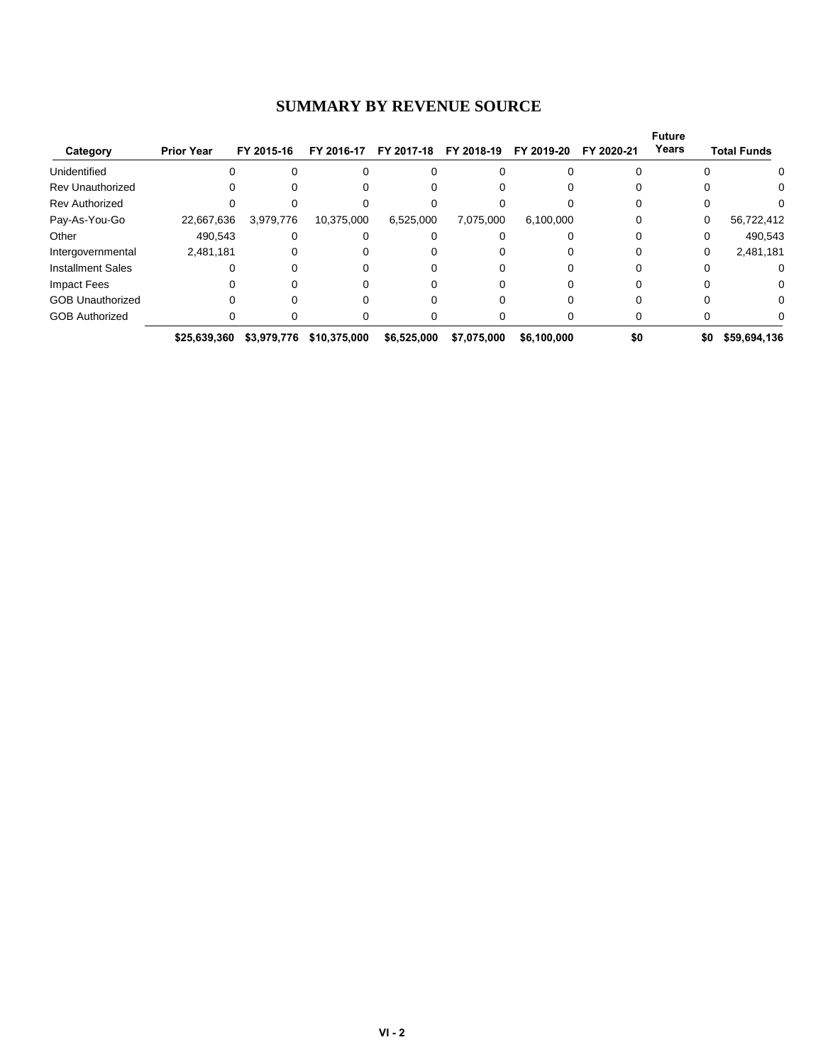# SUMMARY BY REVENUE SOURCE

| Category | Prior Year | FY 2015-16 | FY 2016-17 | FY 2017-18 | FY 2018-19 | FY 2019-20 | FY 2020-21 | Future Years | Total Funds |
|---|---|---|---|---|---|---|---|---|---|
| Unidentified | 0 | 0 | 0 | 0 | 0 | 0 | 0 | 0 | 0 |
| Rev Unauthorized | 0 | 0 | 0 | 0 | 0 | 0 | 0 | 0 | 0 |
| Rev Authorized | 0 | 0 | 0 | 0 | 0 | 0 | 0 | 0 | 0 |
| Pay-As-You-Go | 22,667,636 | 3,979,776 | 10,375,000 | 6,525,000 | 7,075,000 | 6,100,000 | 0 | 0 | 56,722,412 |
| Other | 490,543 | 0 | 0 | 0 | 0 | 0 | 0 | 0 | 490,543 |
| Intergovernmental | 2,481,181 | 0 | 0 | 0 | 0 | 0 | 0 | 0 | 2,481,181 |
| Installment Sales | 0 | 0 | 0 | 0 | 0 | 0 | 0 | 0 | 0 |
| Impact Fees | 0 | 0 | 0 | 0 | 0 | 0 | 0 | 0 | 0 |
| GOB Unauthorized | 0 | 0 | 0 | 0 | 0 | 0 | 0 | 0 | 0 |
| GOB Authorized | 0 | 0 | 0 | 0 | 0 | 0 | 0 | 0 | 0 |
| | **$25,639,360** | **$3,979,776** | **$10,375,000** | **$6,525,000** | **$7,075,000** | **$6,100,000** | **$0** | **$0** | **$59,694,136** |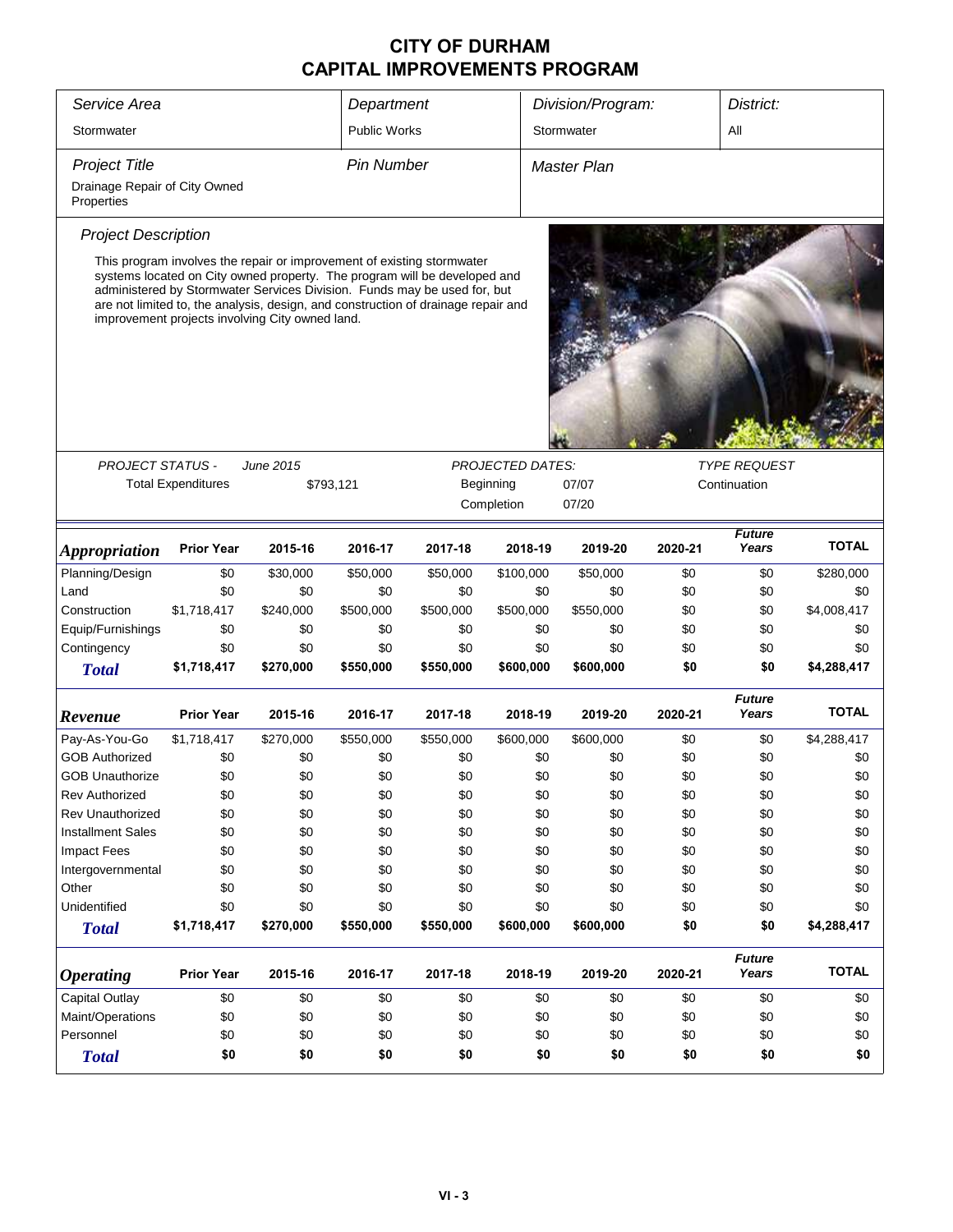# CITY OF DURHAM
# CAPITAL IMPROVEMENTS PROGRAM

| *Service Area* | *Department* | *Division/Program:* | *District:* |
|---|---|---|---|
| Stormwater | Public Works | Stormwater | All |

| *Project Title* | *Pin Number* | *Master Plan* |
|---|---|---|
| Drainage Repair of City Owned Properties | | |

*Project Description*

This program involves the repair or improvement of existing stormwater systems located on City owned property. The program will be developed and administered by Stormwater Services Division. Funds may be used for, but are not limited to, the analysis, design, and construction of drainage repair and improvement projects involving City owned land.

*PROJECT STATUS -* *June 2015*

Total Expenditures $793,121

*PROJECTED DATES:*

Beginning 07/07

Completion 07/20

*TYPE REQUEST*

Continuation

| *Appropriation* | Prior Year | 2015-16 | 2016-17 | 2017-18 | 2018-19 | 2019-20 | 2020-21 | *Future Years* | TOTAL |
|---|---|---|---|---|---|---|---|---|---|
| Planning/Design | $0 | $30,000 | $50,000 | $50,000 | $100,000 | $50,000 | $0 | $0 | $280,000 |
| Land | $0 | $0 | $0 | $0 | $0 | $0 | $0 | $0 | $0 |
| Construction | $1,718,417 | $240,000 | $500,000 | $500,000 | $500,000 | $550,000 | $0 | $0 | $4,008,417 |
| Equip/Furnishings | $0 | $0 | $0 | $0 | $0 | $0 | $0 | $0 | $0 |
| Contingency | $0 | $0 | $0 | $0 | $0 | $0 | $0 | $0 | $0 |
| **Total** | **$1,718,417** | **$270,000** | **$550,000** | **$550,000** | **$600,000** | **$600,000** | **$0** | **$0** | **$4,288,417** |

| *Revenue* | Prior Year | 2015-16 | 2016-17 | 2017-18 | 2018-19 | 2019-20 | 2020-21 | *Future Years* | TOTAL |
|---|---|---|---|---|---|---|---|---|---|
| Pay-As-You-Go | $1,718,417 | $270,000 | $550,000 | $550,000 | $600,000 | $600,000 | $0 | $0 | $4,288,417 |
| GOB Authorized | $0 | $0 | $0 | $0 | $0 | $0 | $0 | $0 | $0 |
| GOB Unauthorize | $0 | $0 | $0 | $0 | $0 | $0 | $0 | $0 | $0 |
| Rev Authorized | $0 | $0 | $0 | $0 | $0 | $0 | $0 | $0 | $0 |
| Rev Unauthorized | $0 | $0 | $0 | $0 | $0 | $0 | $0 | $0 | $0 |
| Installment Sales | $0 | $0 | $0 | $0 | $0 | $0 | $0 | $0 | $0 |
| Impact Fees | $0 | $0 | $0 | $0 | $0 | $0 | $0 | $0 | $0 |
| Intergovernmental | $0 | $0 | $0 | $0 | $0 | $0 | $0 | $0 | $0 |
| Other | $0 | $0 | $0 | $0 | $0 | $0 | $0 | $0 | $0 |
| Unidentified | $0 | $0 | $0 | $0 | $0 | $0 | $0 | $0 | $0 |
| **Total** | **$1,718,417** | **$270,000** | **$550,000** | **$550,000** | **$600,000** | **$600,000** | **$0** | **$0** | **$4,288,417** |

| *Operating* | Prior Year | 2015-16 | 2016-17 | 2017-18 | 2018-19 | 2019-20 | 2020-21 | *Future Years* | TOTAL |
|---|---|---|---|---|---|---|---|---|---|
| Capital Outlay | $0 | $0 | $0 | $0 | $0 | $0 | $0 | $0 | $0 |
| Maint/Operations | $0 | $0 | $0 | $0 | $0 | $0 | $0 | $0 | $0 |
| Personnel | $0 | $0 | $0 | $0 | $0 | $0 | $0 | $0 | $0 |
| **Total** | **$0** | **$0** | **$0** | **$0** | **$0** | **$0** | **$0** | **$0** | **$0** |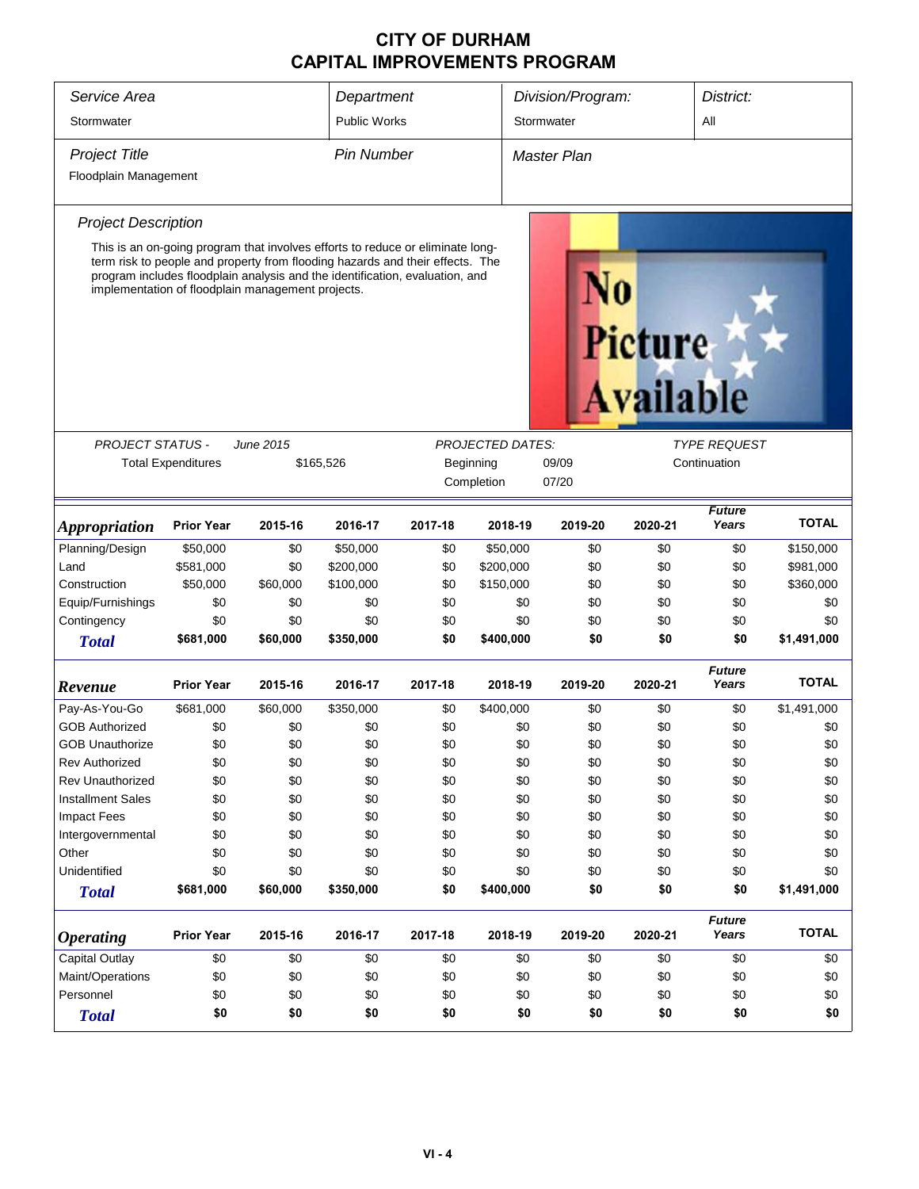# CITY OF DURHAM
# CAPITAL IMPROVEMENTS PROGRAM

| *Service Area* | *Department* | *Division/Program:* | *District:* |
|---|---|---|---|
| Stormwater | Public Works | Stormwater | All |

| *Project Title* | *Pin Number* | *Master Plan* |
|---|---|---|
| Floodplain Management | | |

*Project Description*

This is an on-going program that involves efforts to reduce or eliminate long-term risk to people and property from flooding hazards and their effects. The program includes floodplain analysis and the identification, evaluation, and implementation of floodplain management projects.

No Picture Available

| *PROJECT STATUS -* | *June 2015* | *PROJECTED DATES:* | | *TYPE REQUEST* |
|---|---|---|---|---|
| Total Expenditures | $165,526 | Beginning | 09/09 | Continuation |
| | | Completion | 07/20 | |

| *Appropriation* | Prior Year | 2015-16 | 2016-17 | 2017-18 | 2018-19 | 2019-20 | 2020-21 | *Future Years* | TOTAL |
|---|---|---|---|---|---|---|---|---|---|
| Planning/Design | $50,000 | $0 | $50,000 | $0 | $50,000 | $0 | $0 | $0 | $150,000 |
| Land | $581,000 | $0 | $200,000 | $0 | $200,000 | $0 | $0 | $0 | $981,000 |
| Construction | $50,000 | $60,000 | $100,000 | $0 | $150,000 | $0 | $0 | $0 | $360,000 |
| Equip/Furnishings | $0 | $0 | $0 | $0 | $0 | $0 | $0 | $0 | $0 |
| Contingency | $0 | $0 | $0 | $0 | $0 | $0 | $0 | $0 | $0 |
| ***Total*** | **$681,000** | **$60,000** | **$350,000** | **$0** | **$400,000** | **$0** | **$0** | **$0** | **$1,491,000** |

| *Revenue* | Prior Year | 2015-16 | 2016-17 | 2017-18 | 2018-19 | 2019-20 | 2020-21 | *Future Years* | TOTAL |
|---|---|---|---|---|---|---|---|---|---|
| Pay-As-You-Go | $681,000 | $60,000 | $350,000 | $0 | $400,000 | $0 | $0 | $0 | $1,491,000 |
| GOB Authorized | $0 | $0 | $0 | $0 | $0 | $0 | $0 | $0 | $0 |
| GOB Unauthorize | $0 | $0 | $0 | $0 | $0 | $0 | $0 | $0 | $0 |
| Rev Authorized | $0 | $0 | $0 | $0 | $0 | $0 | $0 | $0 | $0 |
| Rev Unauthorized | $0 | $0 | $0 | $0 | $0 | $0 | $0 | $0 | $0 |
| Installment Sales | $0 | $0 | $0 | $0 | $0 | $0 | $0 | $0 | $0 |
| Impact Fees | $0 | $0 | $0 | $0 | $0 | $0 | $0 | $0 | $0 |
| Intergovernmental | $0 | $0 | $0 | $0 | $0 | $0 | $0 | $0 | $0 |
| Other | $0 | $0 | $0 | $0 | $0 | $0 | $0 | $0 | $0 |
| Unidentified | $0 | $0 | $0 | $0 | $0 | $0 | $0 | $0 | $0 |
| ***Total*** | **$681,000** | **$60,000** | **$350,000** | **$0** | **$400,000** | **$0** | **$0** | **$0** | **$1,491,000** |

| *Operating* | Prior Year | 2015-16 | 2016-17 | 2017-18 | 2018-19 | 2019-20 | 2020-21 | *Future Years* | TOTAL |
|---|---|---|---|---|---|---|---|---|---|
| Capital Outlay | $0 | $0 | $0 | $0 | $0 | $0 | $0 | $0 | $0 |
| Maint/Operations | $0 | $0 | $0 | $0 | $0 | $0 | $0 | $0 | $0 |
| Personnel | $0 | $0 | $0 | $0 | $0 | $0 | $0 | $0 | $0 |
| ***Total*** | **$0** | **$0** | **$0** | **$0** | **$0** | **$0** | **$0** | **$0** | **$0** |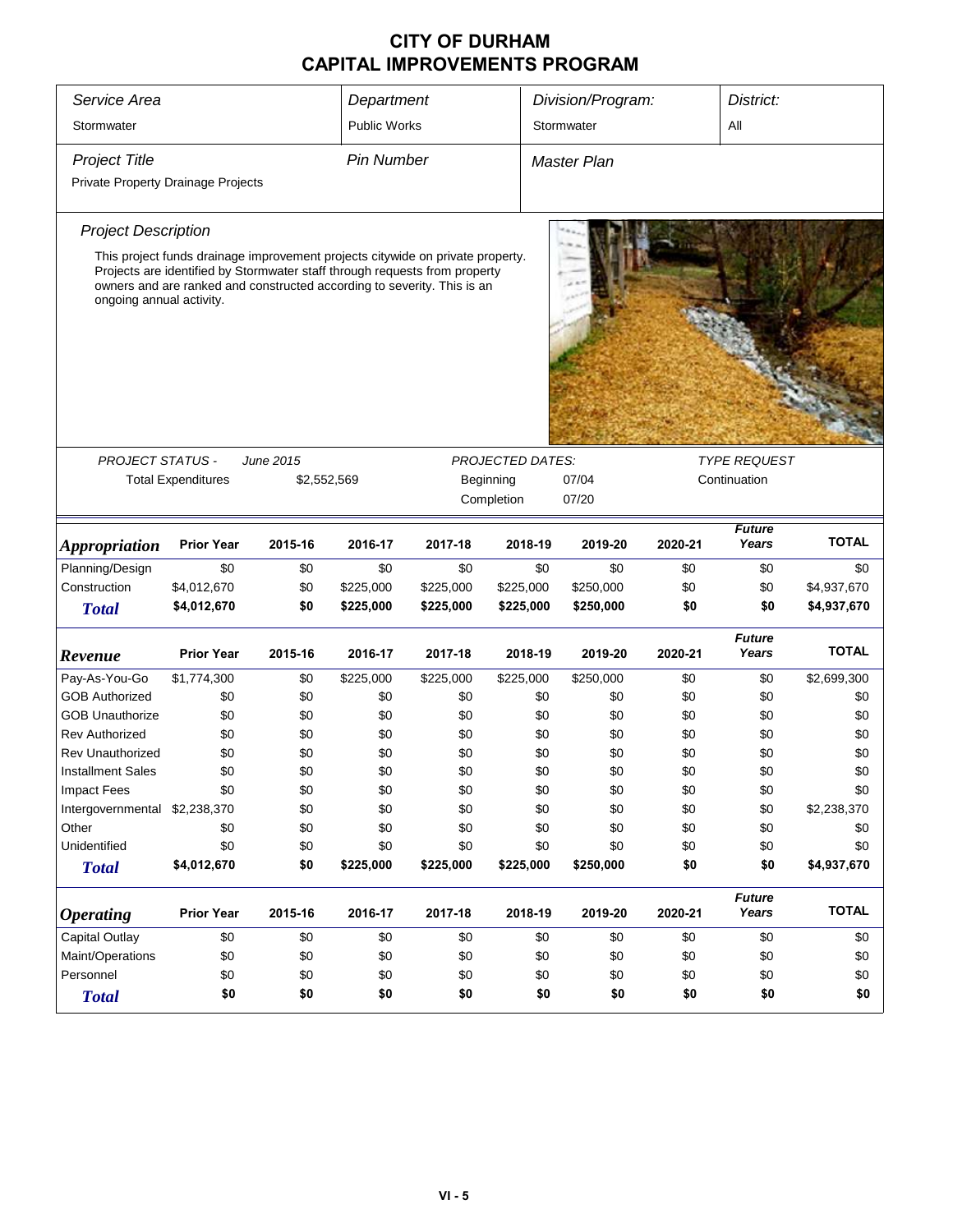# CITY OF DURHAM
# CAPITAL IMPROVEMENTS PROGRAM

| Service Area | Department | Division/Program: | District: |
|---|---|---|---|
| Stormwater | Public Works | Stormwater | All |

| Project Title | Pin Number | Master Plan |
|---|---|---|
| Private Property Drainage Projects | | |

*Project Description*

This project funds drainage improvement projects citywide on private property. Projects are identified by Stormwater staff through requests from property owners and are ranked and constructed according to severity. This is an ongoing annual activity.

| PROJECT STATUS - | June 2015 | PROJECTED DATES: | | TYPE REQUEST |
|---|---|---|---|---|
| Total Expenditures | $2,552,569 | Beginning | 07/04 | Continuation |
| | | Completion | 07/20 | |

| *Appropriation* | Prior Year | 2015-16 | 2016-17 | 2017-18 | 2018-19 | 2019-20 | 2020-21 | *Future Years* | TOTAL |
|---|---|---|---|---|---|---|---|---|---|
| Planning/Design | $0 | $0 | $0 | $0 | $0 | $0 | $0 | $0 | $0 |
| Construction | $4,012,670 | $0 | $225,000 | $225,000 | $225,000 | $250,000 | $0 | $0 | $4,937,670 |
| ***Total*** | **$4,012,670** | **$0** | **$225,000** | **$225,000** | **$225,000** | **$250,000** | **$0** | **$0** | **$4,937,670** |

| *Revenue* | Prior Year | 2015-16 | 2016-17 | 2017-18 | 2018-19 | 2019-20 | 2020-21 | *Future Years* | TOTAL |
|---|---|---|---|---|---|---|---|---|---|
| Pay-As-You-Go | $1,774,300 | $0 | $225,000 | $225,000 | $225,000 | $250,000 | $0 | $0 | $2,699,300 |
| GOB Authorized | $0 | $0 | $0 | $0 | $0 | $0 | $0 | $0 | $0 |
| GOB Unauthorize | $0 | $0 | $0 | $0 | $0 | $0 | $0 | $0 | $0 |
| Rev Authorized | $0 | $0 | $0 | $0 | $0 | $0 | $0 | $0 | $0 |
| Rev Unauthorized | $0 | $0 | $0 | $0 | $0 | $0 | $0 | $0 | $0 |
| Installment Sales | $0 | $0 | $0 | $0 | $0 | $0 | $0 | $0 | $0 |
| Impact Fees | $0 | $0 | $0 | $0 | $0 | $0 | $0 | $0 | $0 |
| Intergovernmental | $2,238,370 | $0 | $0 | $0 | $0 | $0 | $0 | $0 | $2,238,370 |
| Other | $0 | $0 | $0 | $0 | $0 | $0 | $0 | $0 | $0 |
| Unidentified | $0 | $0 | $0 | $0 | $0 | $0 | $0 | $0 | $0 |
| ***Total*** | **$4,012,670** | **$0** | **$225,000** | **$225,000** | **$225,000** | **$250,000** | **$0** | **$0** | **$4,937,670** |

| *Operating* | Prior Year | 2015-16 | 2016-17 | 2017-18 | 2018-19 | 2019-20 | 2020-21 | *Future Years* | TOTAL |
|---|---|---|---|---|---|---|---|---|---|
| Capital Outlay | $0 | $0 | $0 | $0 | $0 | $0 | $0 | $0 | $0 |
| Maint/Operations | $0 | $0 | $0 | $0 | $0 | $0 | $0 | $0 | $0 |
| Personnel | $0 | $0 | $0 | $0 | $0 | $0 | $0 | $0 | $0 |
| ***Total*** | **$0** | **$0** | **$0** | **$0** | **$0** | **$0** | **$0** | **$0** | **$0** |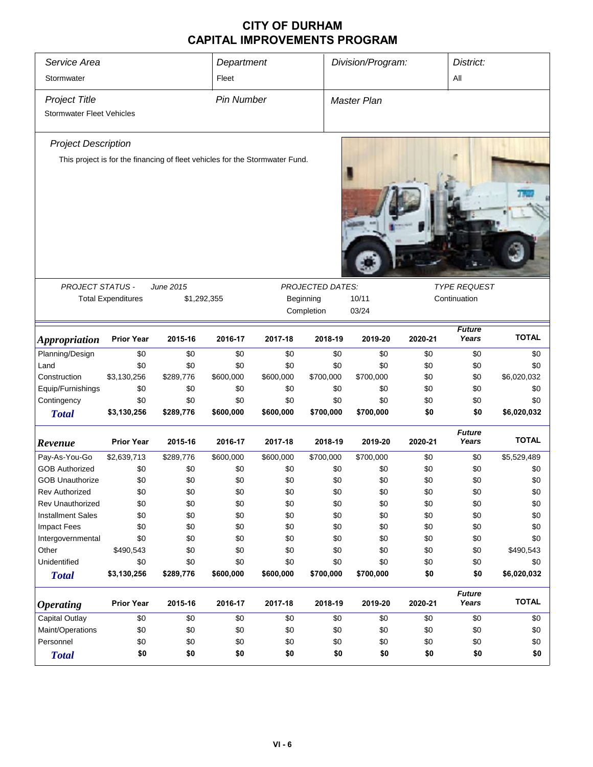# CITY OF DURHAM
# CAPITAL IMPROVEMENTS PROGRAM

| *Service Area* | *Department* | *Division/Program:* | *District:* |
|---|---|---|---|
| Stormwater | Fleet | | All |

| *Project Title* | *Pin Number* | *Master Plan* |
|---|---|---|
| Stormwater Fleet Vehicles | | |

*Project Description*

This project is for the financing of fleet vehicles for the Stormwater Fund.

| *PROJECT STATUS -* | *June 2015* | *PROJECTED DATES:* | | *TYPE REQUEST* |
|---|---|---|---|---|
| Total Expenditures | $1,292,355 | Beginning | 10/11 | Continuation |
| | | Completion | 03/24 | |

| *Appropriation* | Prior Year | 2015-16 | 2016-17 | 2017-18 | 2018-19 | 2019-20 | 2020-21 | *Future Years* | TOTAL |
|---|---|---|---|---|---|---|---|---|---|
| Planning/Design | $0 | $0 | $0 | $0 | $0 | $0 | $0 | $0 | $0 |
| Land | $0 | $0 | $0 | $0 | $0 | $0 | $0 | $0 | $0 |
| Construction | $3,130,256 | $289,776 | $600,000 | $600,000 | $700,000 | $700,000 | $0 | $0 | $6,020,032 |
| Equip/Furnishings | $0 | $0 | $0 | $0 | $0 | $0 | $0 | $0 | $0 |
| Contingency | $0 | $0 | $0 | $0 | $0 | $0 | $0 | $0 | $0 |
| ***Total*** | **$3,130,256** | **$289,776** | **$600,000** | **$600,000** | **$700,000** | **$700,000** | **$0** | **$0** | **$6,020,032** |

| *Revenue* | Prior Year | 2015-16 | 2016-17 | 2017-18 | 2018-19 | 2019-20 | 2020-21 | *Future Years* | TOTAL |
|---|---|---|---|---|---|---|---|---|---|
| Pay-As-You-Go | $2,639,713 | $289,776 | $600,000 | $600,000 | $700,000 | $700,000 | $0 | $0 | $5,529,489 |
| GOB Authorized | $0 | $0 | $0 | $0 | $0 | $0 | $0 | $0 | $0 |
| GOB Unauthorize | $0 | $0 | $0 | $0 | $0 | $0 | $0 | $0 | $0 |
| Rev Authorized | $0 | $0 | $0 | $0 | $0 | $0 | $0 | $0 | $0 |
| Rev Unauthorized | $0 | $0 | $0 | $0 | $0 | $0 | $0 | $0 | $0 |
| Installment Sales | $0 | $0 | $0 | $0 | $0 | $0 | $0 | $0 | $0 |
| Impact Fees | $0 | $0 | $0 | $0 | $0 | $0 | $0 | $0 | $0 |
| Intergovernmental | $0 | $0 | $0 | $0 | $0 | $0 | $0 | $0 | $0 |
| Other | $490,543 | $0 | $0 | $0 | $0 | $0 | $0 | $0 | $490,543 |
| Unidentified | $0 | $0 | $0 | $0 | $0 | $0 | $0 | $0 | $0 |
| ***Total*** | **$3,130,256** | **$289,776** | **$600,000** | **$600,000** | **$700,000** | **$700,000** | **$0** | **$0** | **$6,020,032** |

| *Operating* | Prior Year | 2015-16 | 2016-17 | 2017-18 | 2018-19 | 2019-20 | 2020-21 | *Future Years* | TOTAL |
|---|---|---|---|---|---|---|---|---|---|
| Capital Outlay | $0 | $0 | $0 | $0 | $0 | $0 | $0 | $0 | $0 |
| Maint/Operations | $0 | $0 | $0 | $0 | $0 | $0 | $0 | $0 | $0 |
| Personnel | $0 | $0 | $0 | $0 | $0 | $0 | $0 | $0 | $0 |
| ***Total*** | **$0** | **$0** | **$0** | **$0** | **$0** | **$0** | **$0** | **$0** | **$0** |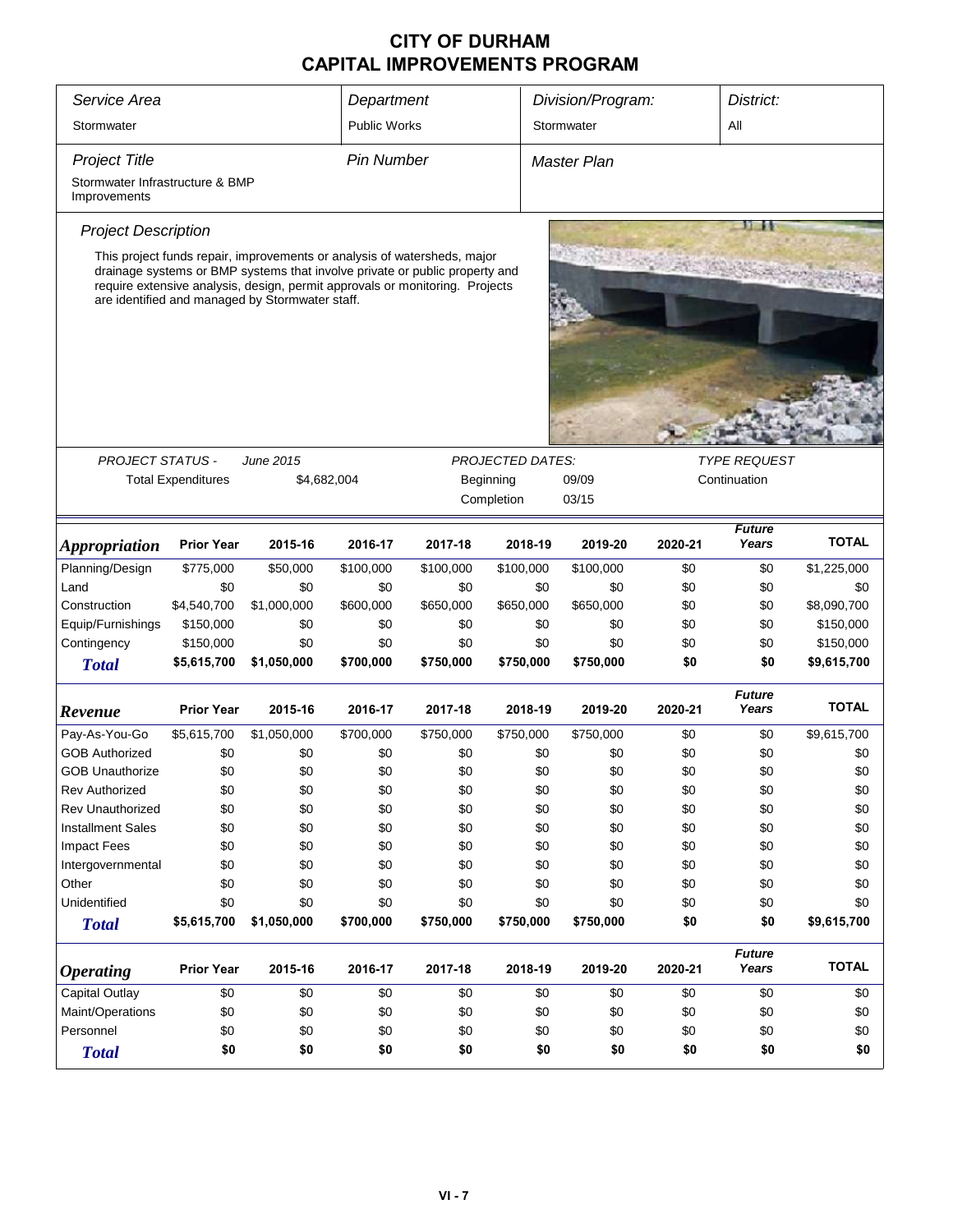# CITY OF DURHAM
## CAPITAL IMPROVEMENTS PROGRAM

| *Service Area* | *Department* | *Division/Program:* | *District:* |
|---|---|---|---|
| Stormwater | Public Works | Stormwater | All |

| *Project Title* | *Pin Number* | *Master Plan* |
|---|---|---|
| Stormwater Infrastructure & BMP Improvements | | |

*Project Description*

This project funds repair, improvements or analysis of watersheds, major drainage systems or BMP systems that involve private or public property and require extensive analysis, design, permit approvals or monitoring. Projects are identified and managed by Stormwater staff.

| *PROJECT STATUS -* | *June 2015* | *PROJECTED DATES:* | | *TYPE REQUEST* |
|---|---|---|---|---|
| Total Expenditures | $4,682,004 | Beginning | 09/09 | Continuation |
| | | Completion | 03/15 | |

| *Appropriation* | Prior Year | 2015-16 | 2016-17 | 2017-18 | 2018-19 | 2019-20 | 2020-21 | *Future Years* | TOTAL |
|---|---|---|---|---|---|---|---|---|---|
| Planning/Design | $775,000 | $50,000 | $100,000 | $100,000 | $100,000 | $100,000 | $0 | $0 | $1,225,000 |
| Land | $0 | $0 | $0 | $0 | $0 | $0 | $0 | $0 | $0 |
| Construction | $4,540,700 | $1,000,000 | $600,000 | $650,000 | $650,000 | $650,000 | $0 | $0 | $8,090,700 |
| Equip/Furnishings | $150,000 | $0 | $0 | $0 | $0 | $0 | $0 | $0 | $150,000 |
| Contingency | $150,000 | $0 | $0 | $0 | $0 | $0 | $0 | $0 | $150,000 |
| ***Total*** | **$5,615,700** | **$1,050,000** | **$700,000** | **$750,000** | **$750,000** | **$750,000** | **$0** | **$0** | **$9,615,700** |

| *Revenue* | Prior Year | 2015-16 | 2016-17 | 2017-18 | 2018-19 | 2019-20 | 2020-21 | *Future Years* | TOTAL |
|---|---|---|---|---|---|---|---|---|---|
| Pay-As-You-Go | $5,615,700 | $1,050,000 | $700,000 | $750,000 | $750,000 | $750,000 | $0 | $0 | $9,615,700 |
| GOB Authorized | $0 | $0 | $0 | $0 | $0 | $0 | $0 | $0 | $0 |
| GOB Unauthorize | $0 | $0 | $0 | $0 | $0 | $0 | $0 | $0 | $0 |
| Rev Authorized | $0 | $0 | $0 | $0 | $0 | $0 | $0 | $0 | $0 |
| Rev Unauthorized | $0 | $0 | $0 | $0 | $0 | $0 | $0 | $0 | $0 |
| Installment Sales | $0 | $0 | $0 | $0 | $0 | $0 | $0 | $0 | $0 |
| Impact Fees | $0 | $0 | $0 | $0 | $0 | $0 | $0 | $0 | $0 |
| Intergovernmental | $0 | $0 | $0 | $0 | $0 | $0 | $0 | $0 | $0 |
| Other | $0 | $0 | $0 | $0 | $0 | $0 | $0 | $0 | $0 |
| Unidentified | $0 | $0 | $0 | $0 | $0 | $0 | $0 | $0 | $0 |
| ***Total*** | **$5,615,700** | **$1,050,000** | **$700,000** | **$750,000** | **$750,000** | **$750,000** | **$0** | **$0** | **$9,615,700** |

| *Operating* | Prior Year | 2015-16 | 2016-17 | 2017-18 | 2018-19 | 2019-20 | 2020-21 | *Future Years* | TOTAL |
|---|---|---|---|---|---|---|---|---|---|
| Capital Outlay | $0 | $0 | $0 | $0 | $0 | $0 | $0 | $0 | $0 |
| Maint/Operations | $0 | $0 | $0 | $0 | $0 | $0 | $0 | $0 | $0 |
| Personnel | $0 | $0 | $0 | $0 | $0 | $0 | $0 | $0 | $0 |
| ***Total*** | **$0** | **$0** | **$0** | **$0** | **$0** | **$0** | **$0** | **$0** | **$0** |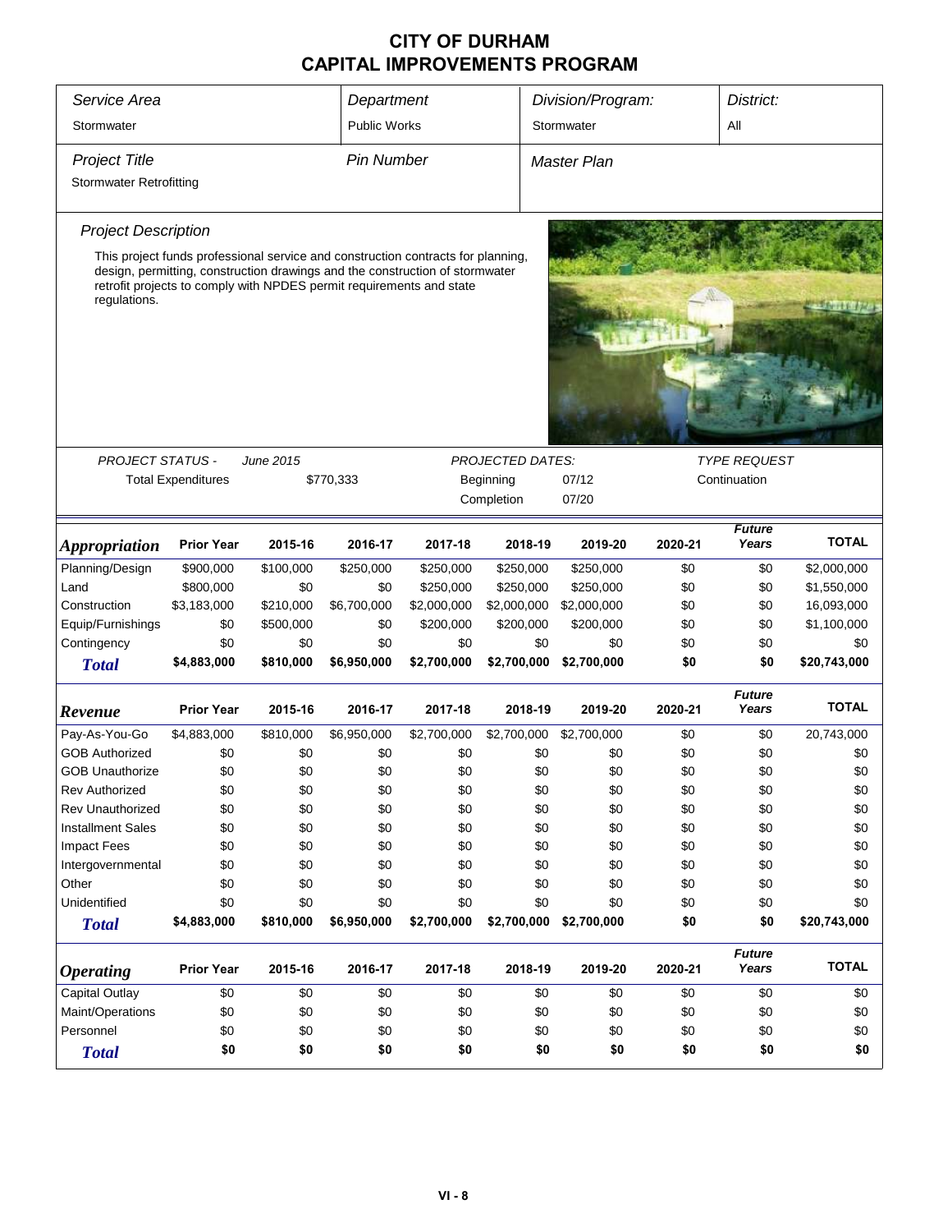# CITY OF DURHAM
# CAPITAL IMPROVEMENTS PROGRAM

| *Service Area* | *Department* | *Division/Program:* | *District:* |
|---|---|---|---|
| Stormwater | Public Works | Stormwater | All |

| *Project Title* | *Pin Number* | *Master Plan* |
|---|---|---|
| Stormwater Retrofitting | | |

*Project Description*

This project funds professional service and construction contracts for planning, design, permitting, construction drawings and the construction of stormwater retrofit projects to comply with NPDES permit requirements and state regulations.

*PROJECT STATUS -* *June 2015*

Total Expenditures $770,333

*PROJECTED DATES:*

Beginning 07/12

Completion 07/20

*TYPE REQUEST*

Continuation

| *Appropriation* | Prior Year | 2015-16 | 2016-17 | 2017-18 | 2018-19 | 2019-20 | 2020-21 | *Future Years* | TOTAL |
|---|---|---|---|---|---|---|---|---|---|
| Planning/Design | $900,000 | $100,000 | $250,000 | $250,000 | $250,000 | $250,000 | $0 | $0 | $2,000,000 |
| Land | $800,000 | $0 | $0 | $250,000 | $250,000 | $250,000 | $0 | $0 | $1,550,000 |
| Construction | $3,183,000 | $210,000 | $6,700,000 | $2,000,000 | $2,000,000 | $2,000,000 | $0 | $0 | 16,093,000 |
| Equip/Furnishings | $0 | $500,000 | $0 | $200,000 | $200,000 | $200,000 | $0 | $0 | $1,100,000 |
| Contingency | $0 | $0 | $0 | $0 | $0 | $0 | $0 | $0 | $0 |
| **Total** | **$4,883,000** | **$810,000** | **$6,950,000** | **$2,700,000** | **$2,700,000** | **$2,700,000** | **$0** | **$0** | **$20,743,000** |

| *Revenue* | Prior Year | 2015-16 | 2016-17 | 2017-18 | 2018-19 | 2019-20 | 2020-21 | *Future Years* | TOTAL |
|---|---|---|---|---|---|---|---|---|---|
| Pay-As-You-Go | $4,883,000 | $810,000 | $6,950,000 | $2,700,000 | $2,700,000 | $2,700,000 | $0 | $0 | 20,743,000 |
| GOB Authorized | $0 | $0 | $0 | $0 | $0 | $0 | $0 | $0 | $0 |
| GOB Unauthorize | $0 | $0 | $0 | $0 | $0 | $0 | $0 | $0 | $0 |
| Rev Authorized | $0 | $0 | $0 | $0 | $0 | $0 | $0 | $0 | $0 |
| Rev Unauthorized | $0 | $0 | $0 | $0 | $0 | $0 | $0 | $0 | $0 |
| Installment Sales | $0 | $0 | $0 | $0 | $0 | $0 | $0 | $0 | $0 |
| Impact Fees | $0 | $0 | $0 | $0 | $0 | $0 | $0 | $0 | $0 |
| Intergovernmental | $0 | $0 | $0 | $0 | $0 | $0 | $0 | $0 | $0 |
| Other | $0 | $0 | $0 | $0 | $0 | $0 | $0 | $0 | $0 |
| Unidentified | $0 | $0 | $0 | $0 | $0 | $0 | $0 | $0 | $0 |
| **Total** | **$4,883,000** | **$810,000** | **$6,950,000** | **$2,700,000** | **$2,700,000** | **$2,700,000** | **$0** | **$0** | **$20,743,000** |

| *Operating* | Prior Year | 2015-16 | 2016-17 | 2017-18 | 2018-19 | 2019-20 | 2020-21 | *Future Years* | TOTAL |
|---|---|---|---|---|---|---|---|---|---|
| Capital Outlay | $0 | $0 | $0 | $0 | $0 | $0 | $0 | $0 | $0 |
| Maint/Operations | $0 | $0 | $0 | $0 | $0 | $0 | $0 | $0 | $0 |
| Personnel | $0 | $0 | $0 | $0 | $0 | $0 | $0 | $0 | $0 |
| **Total** | **$0** | **$0** | **$0** | **$0** | **$0** | **$0** | **$0** | **$0** | **$0** |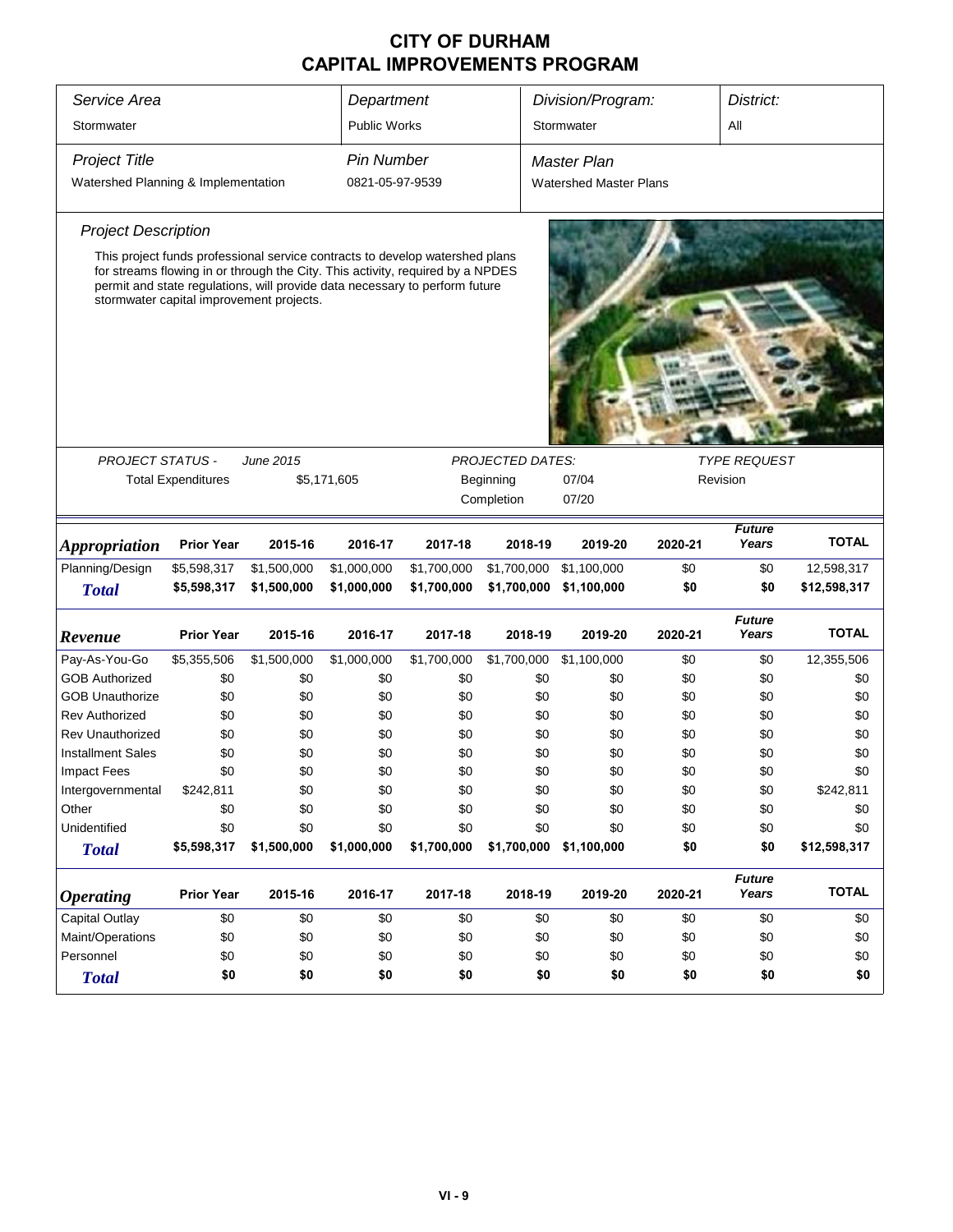# CITY OF DURHAM
# CAPITAL IMPROVEMENTS PROGRAM

| Service Area | Department | Division/Program: | District: |
|---|---|---|---|
| Stormwater | Public Works | Stormwater | All |

| Project Title | Pin Number | Master Plan |
|---|---|---|
| Watershed Planning & Implementation | 0821-05-97-9539 | Watershed Master Plans |

### Project Description

This project funds professional service contracts to develop watershed plans for streams flowing in or through the City. This activity, required by a NPDES permit and state regulations, will provide data necessary to perform future stormwater capital improvement projects.

| PROJECT STATUS - | June 2015 | PROJECTED DATES: | | TYPE REQUEST |
|---|---|---|---|---|
| Total Expenditures | $5,171,605 | Beginning | 07/04 | Revision |
| | | Completion | 07/20 | |

| Appropriation | Prior Year | 2015-16 | 2016-17 | 2017-18 | 2018-19 | 2019-20 | 2020-21 | Future Years | TOTAL |
|---|---|---|---|---|---|---|---|---|---|
| Planning/Design | $5,598,317 | $1,500,000 | $1,000,000 | $1,700,000 | $1,700,000 | $1,100,000 | $0 | $0 | 12,598,317 |
| **Total** | **$5,598,317** | **$1,500,000** | **$1,000,000** | **$1,700,000** | **$1,700,000** | **$1,100,000** | **$0** | **$0** | **$12,598,317** |

| Revenue | Prior Year | 2015-16 | 2016-17 | 2017-18 | 2018-19 | 2019-20 | 2020-21 | Future Years | TOTAL |
|---|---|---|---|---|---|---|---|---|---|
| Pay-As-You-Go | $5,355,506 | $1,500,000 | $1,000,000 | $1,700,000 | $1,700,000 | $1,100,000 | $0 | $0 | 12,355,506 |
| GOB Authorized | $0 | $0 | $0 | $0 | $0 | $0 | $0 | $0 | $0 |
| GOB Unauthorize | $0 | $0 | $0 | $0 | $0 | $0 | $0 | $0 | $0 |
| Rev Authorized | $0 | $0 | $0 | $0 | $0 | $0 | $0 | $0 | $0 |
| Rev Unauthorized | $0 | $0 | $0 | $0 | $0 | $0 | $0 | $0 | $0 |
| Installment Sales | $0 | $0 | $0 | $0 | $0 | $0 | $0 | $0 | $0 |
| Impact Fees | $0 | $0 | $0 | $0 | $0 | $0 | $0 | $0 | $0 |
| Intergovernmental | $242,811 | $0 | $0 | $0 | $0 | $0 | $0 | $0 | $242,811 |
| Other | $0 | $0 | $0 | $0 | $0 | $0 | $0 | $0 | $0 |
| Unidentified | $0 | $0 | $0 | $0 | $0 | $0 | $0 | $0 | $0 |
| **Total** | **$5,598,317** | **$1,500,000** | **$1,000,000** | **$1,700,000** | **$1,700,000** | **$1,100,000** | **$0** | **$0** | **$12,598,317** |

| Operating | Prior Year | 2015-16 | 2016-17 | 2017-18 | 2018-19 | 2019-20 | 2020-21 | Future Years | TOTAL |
|---|---|---|---|---|---|---|---|---|---|
| Capital Outlay | $0 | $0 | $0 | $0 | $0 | $0 | $0 | $0 | $0 |
| Maint/Operations | $0 | $0 | $0 | $0 | $0 | $0 | $0 | $0 | $0 |
| Personnel | $0 | $0 | $0 | $0 | $0 | $0 | $0 | $0 | $0 |
| **Total** | **$0** | **$0** | **$0** | **$0** | **$0** | **$0** | **$0** | **$0** | **$0** |